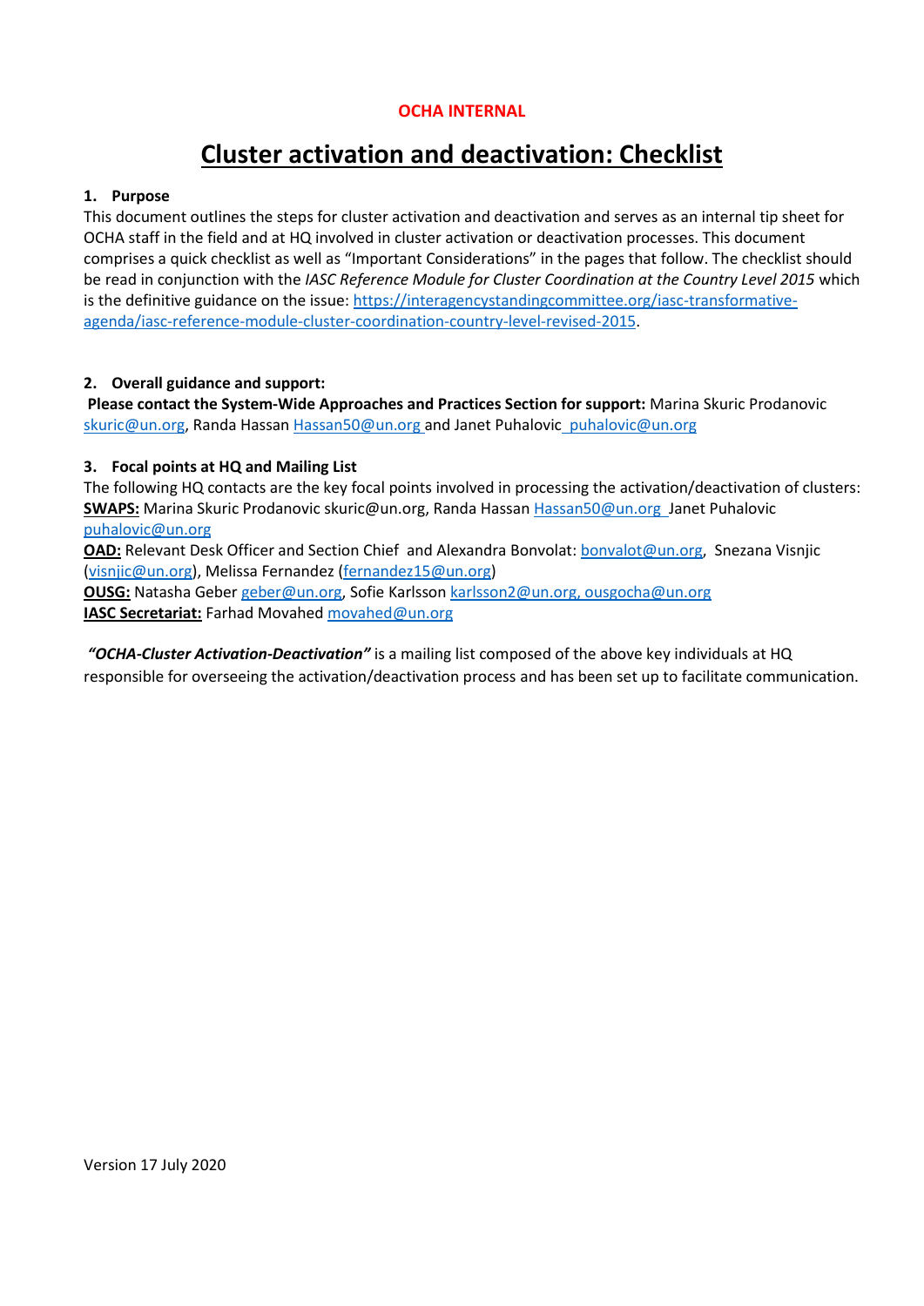**OCHA INTERNAL**

# Cluster activation and deactivation: Checklist

## 1. Purpose

This document outlines the steps for cluster activation and deactivation and serves as an internal tip sheet for OCHA staff in the field and at HQ involved in cluster activation or deactivation processes. This document comprises a quick checklist as well as "Important Considerations" in the pages that follow. The checklist should be read in conjunction with the *IASC Reference Module for Cluster Coordination at the Country Level 2015* which is the definitive guidance on the issue: https://interagencystandingcommittee.org/iasc-transformative-agenda/iasc-reference-module-cluster-coordination-country-level-revised-2015.

## 2. Overall guidance and support:

**Please contact the System-Wide Approaches and Practices Section for support:** Marina Skuric Prodanovic skuric@un.org, Randa Hassan Hassan50@un.org and Janet Puhalovic puhalovic@un.org

## 3. Focal points at HQ and Mailing List

The following HQ contacts are the key focal points involved in processing the activation/deactivation of clusters:

**SWAPS:** Marina Skuric Prodanovic skuric@un.org, Randa Hassan Hassan50@un.org Janet Puhalovic puhalovic@un.org

**OAD:** Relevant Desk Officer and Section Chief and Alexandra Bonvolat: bonvalot@un.org, Snezana Visnjic (visnjic@un.org), Melissa Fernandez (fernandez15@un.org)

**OUSG:** Natasha Geber geber@un.org, Sofie Karlsson karlsson2@un.org, ousgocha@un.org

**IASC Secretariat:** Farhad Movahed movahed@un.org

***"OCHA-Cluster Activation-Deactivation"*** is a mailing list composed of the above key individuals at HQ responsible for overseeing the activation/deactivation process and has been set up to facilitate communication.

Version 17 July 2020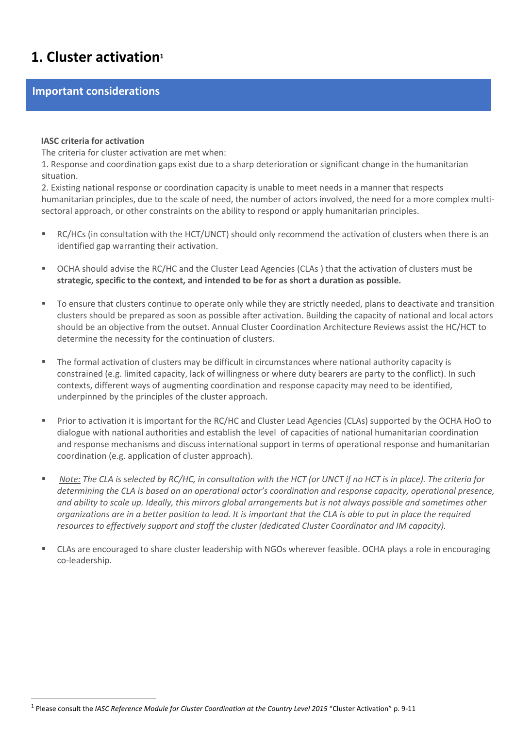# 1. Cluster activation[1]

## Important considerations

**IASC criteria for activation**

The criteria for cluster activation are met when:

1. Response and coordination gaps exist due to a sharp deterioration or significant change in the humanitarian situation.
2. Existing national response or coordination capacity is unable to meet needs in a manner that respects humanitarian principles, due to the scale of need, the number of actors involved, the need for a more complex multi-sectoral approach, or other constraints on the ability to respond or apply humanitarian principles.

- RC/HCs (in consultation with the HCT/UNCT) should only recommend the activation of clusters when there is an identified gap warranting their activation.
- OCHA should advise the RC/HC and the Cluster Lead Agencies (CLAs ) that the activation of clusters must be **strategic, specific to the context, and intended to be for as short a duration as possible.**
- To ensure that clusters continue to operate only while they are strictly needed, plans to deactivate and transition clusters should be prepared as soon as possible after activation. Building the capacity of national and local actors should be an objective from the outset. Annual Cluster Coordination Architecture Reviews assist the HC/HCT to determine the necessity for the continuation of clusters.
- The formal activation of clusters may be difficult in circumstances where national authority capacity is constrained (e.g. limited capacity, lack of willingness or where duty bearers are party to the conflict). In such contexts, different ways of augmenting coordination and response capacity may need to be identified, underpinned by the principles of the cluster approach.
- Prior to activation it is important for the RC/HC and Cluster Lead Agencies (CLAs) supported by the OCHA HoO to dialogue with national authorities and establish the level of capacities of national humanitarian coordination and response mechanisms and discuss international support in terms of operational response and humanitarian coordination (e.g. application of cluster approach).
- *Note: The CLA is selected by RC/HC, in consultation with the HCT (or UNCT if no HCT is in place). The criteria for determining the CLA is based on an operational actor's coordination and response capacity, operational presence, and ability to scale up. Ideally, this mirrors global arrangements but is not always possible and sometimes other organizations are in a better position to lead. It is important that the CLA is able to put in place the required resources to effectively support and staff the cluster (dedicated Cluster Coordinator and IM capacity).*
- CLAs are encouraged to share cluster leadership with NGOs wherever feasible. OCHA plays a role in encouraging co-leadership.

[1] Please consult the *IASC Reference Module for Cluster Coordination at the Country Level 2015* "Cluster Activation" p. 9-11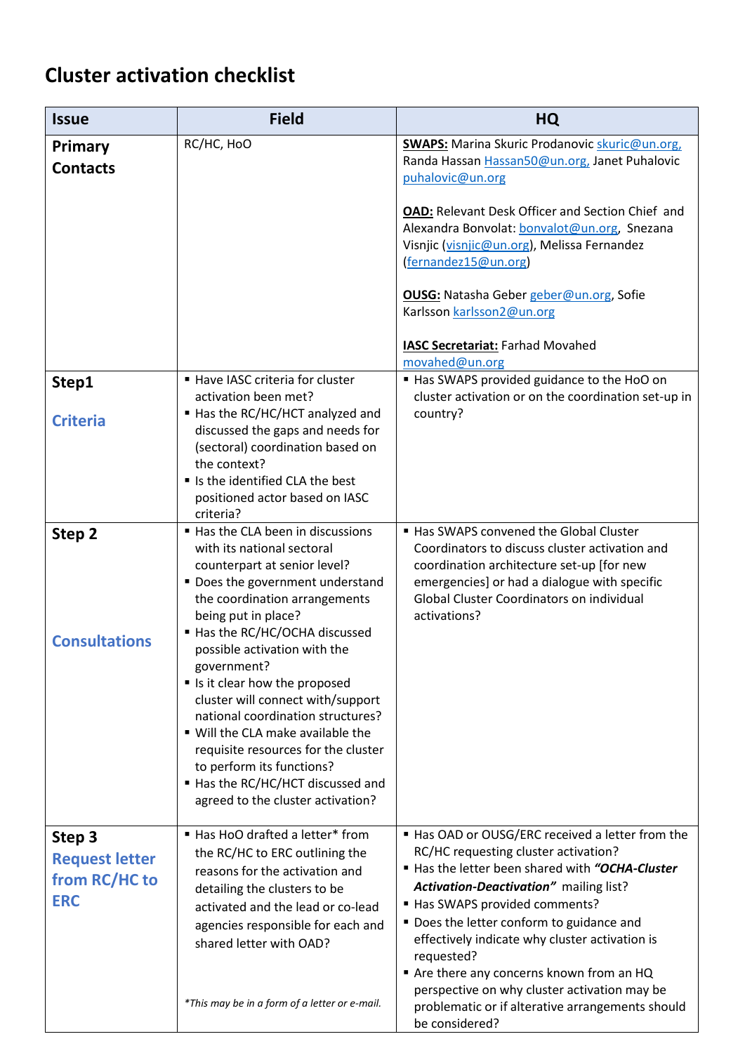# Cluster activation checklist

| Issue | Field | HQ |
|---|---|---|
| **Primary Contacts** | RC/HC, HoO | **SWAPS:** Marina Skuric Prodanovic skuric@un.org, Randa Hassan Hassan50@un.org, Janet Puhalovic puhalovic@un.org<br><br>**OAD:** Relevant Desk Officer and Section Chief and Alexandra Bonvolat: bonvalot@un.org, Snezana Visnjic (visnjic@un.org), Melissa Fernandez (fernandez15@un.org)<br><br>**OUSG:** Natasha Geber geber@un.org, Sofie Karlsson karlsson2@un.org<br><br>**IASC Secretariat:** Farhad Movahed movahed@un.org |
| **Step1**<br><br>**Criteria** | ▪ Have IASC criteria for cluster activation been met?<br>▪ Has the RC/HC/HCT analyzed and discussed the gaps and needs for (sectoral) coordination based on the context?<br>▪ Is the identified CLA the best positioned actor based on IASC criteria? | ▪ Has SWAPS provided guidance to the HoO on cluster activation or on the coordination set-up in country? |
| **Step 2**<br><br>**Consultations** | ▪ Has the CLA been in discussions with its national sectoral counterpart at senior level?<br>▪ Does the government understand the coordination arrangements being put in place?<br>▪ Has the RC/HC/OCHA discussed possible activation with the government?<br>▪ Is it clear how the proposed cluster will connect with/support national coordination structures?<br>▪ Will the CLA make available the requisite resources for the cluster to perform its functions?<br>▪ Has the RC/HC/HCT discussed and agreed to the cluster activation? | ▪ Has SWAPS convened the Global Cluster Coordinators to discuss cluster activation and coordination architecture set-up [for new emergencies] or had a dialogue with specific Global Cluster Coordinators on individual activations? |
| **Step 3**<br>**Request letter from RC/HC to ERC** | ▪ Has HoO drafted a letter* from the RC/HC to ERC outlining the reasons for the activation and detailing the clusters to be activated and the lead or co-lead agencies responsible for each and shared letter with OAD?<br><br>*\*This may be in a form of a letter or e-mail.* | ▪ Has OAD or OUSG/ERC received a letter from the RC/HC requesting cluster activation?<br>▪ Has the letter been shared with ***"OCHA-Cluster Activation-Deactivation"*** mailing list?<br>▪ Has SWAPS provided comments?<br>▪ Does the letter conform to guidance and effectively indicate why cluster activation is requested?<br>▪ Are there any concerns known from an HQ perspective on why cluster activation may be problematic or if alternative arrangements should be considered? |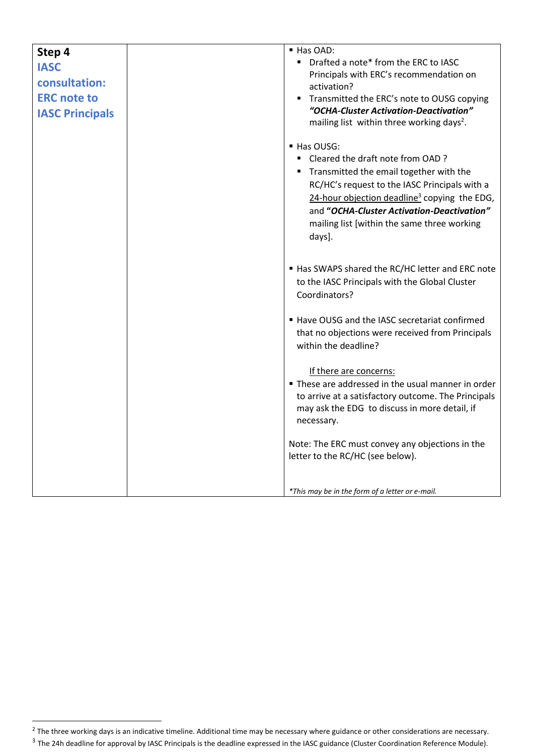| | | |
|---|---|---|
| **Step 4** **IASC consultation: ERC note to IASC Principals** | | ▪ Has OAD: <br> ▪ Drafted a note* from the ERC to IASC Principals with ERC's recommendation on activation? <br> ▪ Transmitted the ERC's note to OUSG copying ***"OCHA-Cluster Activation-Deactivation"*** mailing list within three working days[2]. <br><br> ▪ Has OUSG: <br> ▪ Cleared the draft note from OAD ? <br> ▪ Transmitted the email together with the RC/HC's request to the IASC Principals with a 24-hour objection deadline[3] copying the EDG, and ***"OCHA-Cluster Activation-Deactivation"*** mailing list [within the same three working days]. <br><br> ▪ Has SWAPS shared the RC/HC letter and ERC note to the IASC Principals with the Global Cluster Coordinators? <br><br> ▪ Have OUSG and the IASC secretariat confirmed that no objections were received from Principals within the deadline? <br><br> If there are concerns: <br> ▪ These are addressed in the usual manner in order to arrive at a satisfactory outcome. The Principals may ask the EDG to discuss in more detail, if necessary. <br><br> Note: The ERC must convey any objections in the letter to the RC/HC (see below). <br><br> **This may be in the form of a letter or e-mail.* |

[2] The three working days is an indicative timeline. Additional time may be necessary where guidance or other considerations are necessary.

[3] The 24h deadline for approval by IASC Principals is the deadline expressed in the IASC guidance (Cluster Coordination Reference Module).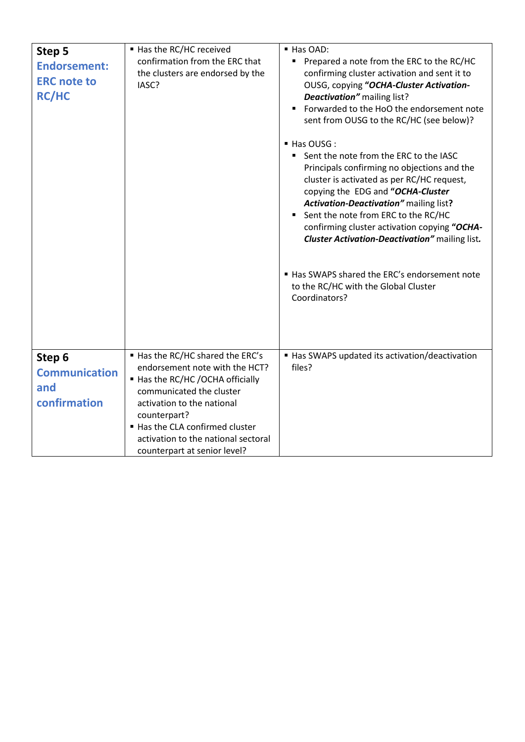| | | |
|---|---|---|
| **Step 5**<br>**Endorsement: ERC note to RC/HC** | ▪ Has the RC/HC received confirmation from the ERC that the clusters are endorsed by the IASC? | ▪ Has OAD:<br>&nbsp;&nbsp;▪ Prepared a note from the ERC to the RC/HC confirming cluster activation and sent it to OUSG, copying ***"OCHA-Cluster Activation-Deactivation"*** mailing list?<br>&nbsp;&nbsp;▪ Forwarded to the HoO the endorsement note sent from OUSG to the RC/HC (see below)?<br><br>▪ Has OUSG :<br>&nbsp;&nbsp;▪ Sent the note from the ERC to the IASC Principals confirming no objections and the cluster is activated as per RC/HC request, copying the EDG and ***"OCHA-Cluster Activation-Deactivation"*** mailing list**?**<br>&nbsp;&nbsp;▪ Sent the note from ERC to the RC/HC confirming cluster activation copying ***"OCHA-Cluster Activation-Deactivation"*** mailing list**.**<br><br>▪ Has SWAPS shared the ERC's endorsement note to the RC/HC with the Global Cluster Coordinators? |
| **Step 6**<br>**Communication and confirmation** | ▪ Has the RC/HC shared the ERC's endorsement note with the HCT?<br>▪ Has the RC/HC /OCHA officially communicated the cluster activation to the national counterpart?<br>▪ Has the CLA confirmed cluster activation to the national sectoral counterpart at senior level? | ▪ Has SWAPS updated its activation/deactivation files? |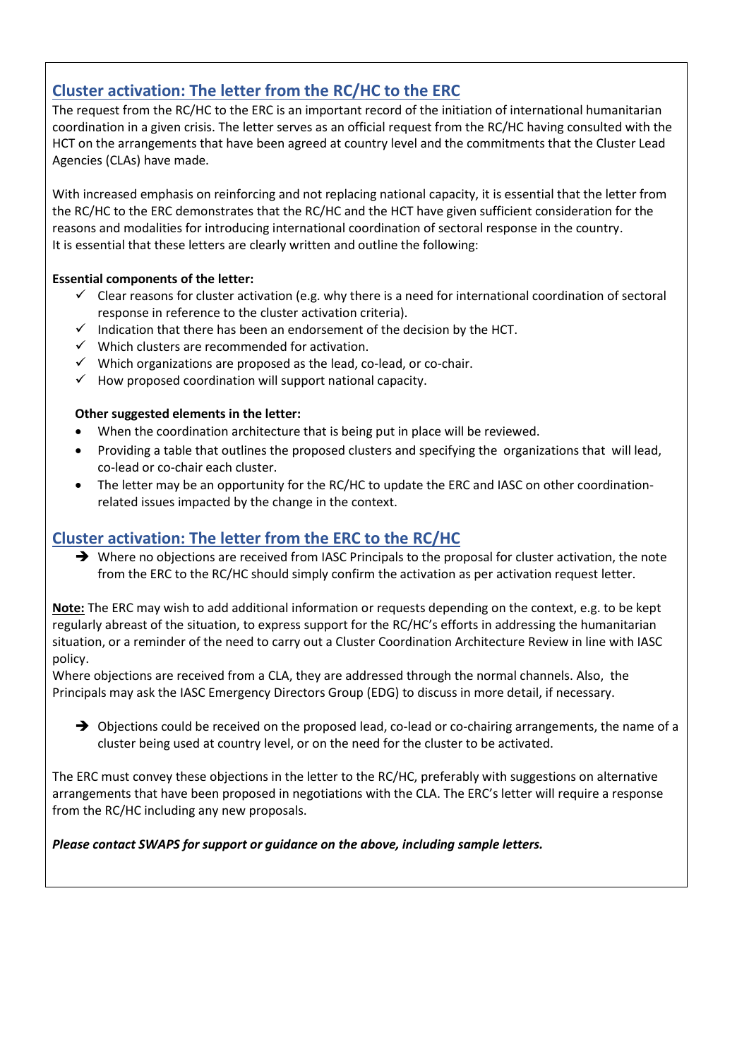## Cluster activation: The letter from the RC/HC to the ERC

The request from the RC/HC to the ERC is an important record of the initiation of international humanitarian coordination in a given crisis. The letter serves as an official request from the RC/HC having consulted with the HCT on the arrangements that have been agreed at country level and the commitments that the Cluster Lead Agencies (CLAs) have made.

With increased emphasis on reinforcing and not replacing national capacity, it is essential that the letter from the RC/HC to the ERC demonstrates that the RC/HC and the HCT have given sufficient consideration for the reasons and modalities for introducing international coordination of sectoral response in the country. It is essential that these letters are clearly written and outline the following:

**Essential components of the letter:**

- ✓ Clear reasons for cluster activation (e.g. why there is a need for international coordination of sectoral response in reference to the cluster activation criteria).
- ✓ Indication that there has been an endorsement of the decision by the HCT.
- ✓ Which clusters are recommended for activation.
- ✓ Which organizations are proposed as the lead, co-lead, or co-chair.
- ✓ How proposed coordination will support national capacity.

**Other suggested elements in the letter:**

- When the coordination architecture that is being put in place will be reviewed.
- Providing a table that outlines the proposed clusters and specifying the organizations that will lead, co-lead or co-chair each cluster.
- The letter may be an opportunity for the RC/HC to update the ERC and IASC on other coordination-related issues impacted by the change in the context.

## Cluster activation: The letter from the ERC to the RC/HC

- ➔ Where no objections are received from IASC Principals to the proposal for cluster activation, the note from the ERC to the RC/HC should simply confirm the activation as per activation request letter.

**Note:** The ERC may wish to add additional information or requests depending on the context, e.g. to be kept regularly abreast of the situation, to express support for the RC/HC's efforts in addressing the humanitarian situation, or a reminder of the need to carry out a Cluster Coordination Architecture Review in line with IASC policy.
Where objections are received from a CLA, they are addressed through the normal channels. Also, the Principals may ask the IASC Emergency Directors Group (EDG) to discuss in more detail, if necessary.

- ➔ Objections could be received on the proposed lead, co-lead or co-chairing arrangements, the name of a cluster being used at country level, or on the need for the cluster to be activated.

The ERC must convey these objections in the letter to the RC/HC, preferably with suggestions on alternative arrangements that have been proposed in negotiations with the CLA. The ERC's letter will require a response from the RC/HC including any new proposals.

***Please contact SWAPS for support or guidance on the above, including sample letters.***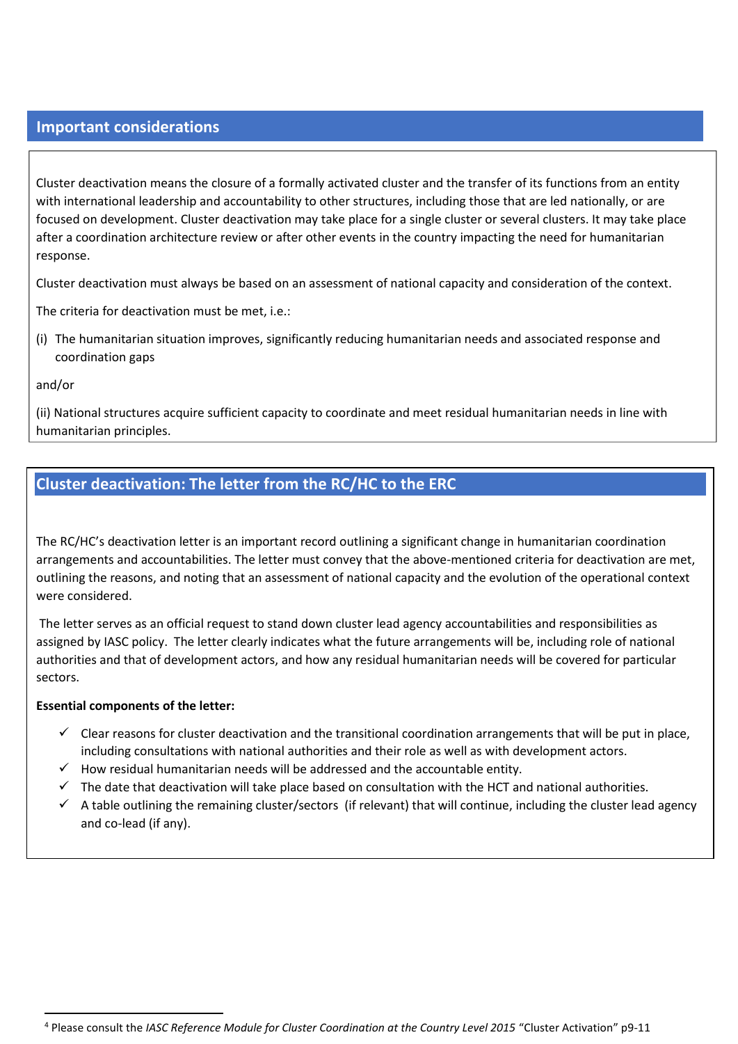## Important considerations

Cluster deactivation means the closure of a formally activated cluster and the transfer of its functions from an entity with international leadership and accountability to other structures, including those that are led nationally, or are focused on development. Cluster deactivation may take place for a single cluster or several clusters. It may take place after a coordination architecture review or after other events in the country impacting the need for humanitarian response.

Cluster deactivation must always be based on an assessment of national capacity and consideration of the context.

The criteria for deactivation must be met, i.e.:

(i) The humanitarian situation improves, significantly reducing humanitarian needs and associated response and coordination gaps

and/or

(ii) National structures acquire sufficient capacity to coordinate and meet residual humanitarian needs in line with humanitarian principles.

## Cluster deactivation: The letter from the RC/HC to the ERC

The RC/HC's deactivation letter is an important record outlining a significant change in humanitarian coordination arrangements and accountabilities. The letter must convey that the above-mentioned criteria for deactivation are met, outlining the reasons, and noting that an assessment of national capacity and the evolution of the operational context were considered.

The letter serves as an official request to stand down cluster lead agency accountabilities and responsibilities as assigned by IASC policy. The letter clearly indicates what the future arrangements will be, including role of national authorities and that of development actors, and how any residual humanitarian needs will be covered for particular sectors.

**Essential components of the letter:**

- ✓ Clear reasons for cluster deactivation and the transitional coordination arrangements that will be put in place, including consultations with national authorities and their role as well as with development actors.
- ✓ How residual humanitarian needs will be addressed and the accountable entity.
- ✓ The date that deactivation will take place based on consultation with the HCT and national authorities.
- ✓ A table outlining the remaining cluster/sectors (if relevant) that will continue, including the cluster lead agency and co-lead (if any).

[4] Please consult the *IASC Reference Module for Cluster Coordination at the Country Level 2015* "Cluster Activation" p9-11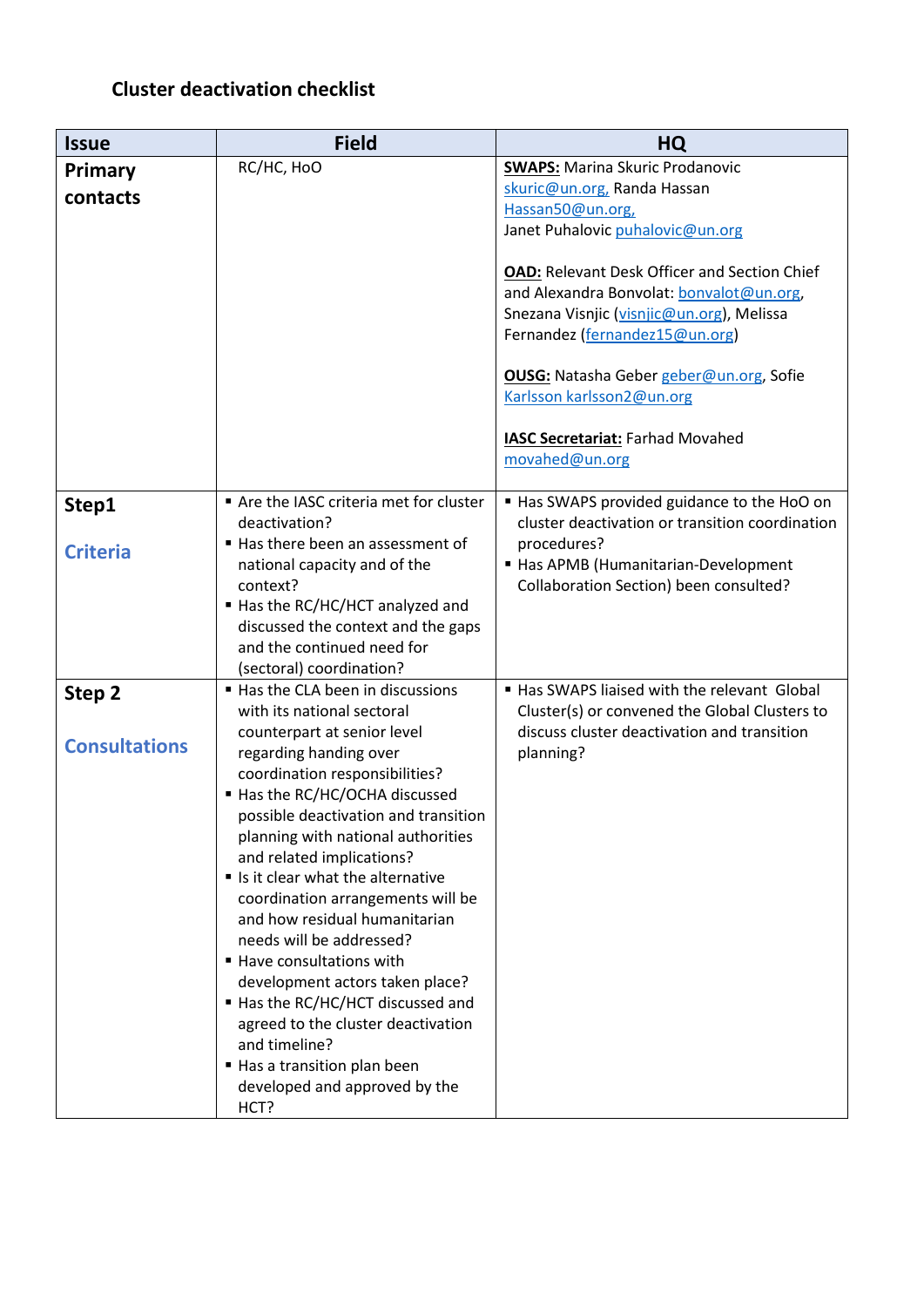## Cluster deactivation checklist

| Issue | Field | HQ |
|---|---|---|
| **Primary contacts** | RC/HC, HoO | **SWAPS:** Marina Skuric Prodanovic skuric@un.org, Randa Hassan Hassan50@un.org, Janet Puhalovic puhalovic@un.org<br><br>**OAD:** Relevant Desk Officer and Section Chief and Alexandra Bonvolat: bonvalot@un.org, Snezana Visnjic (visnjic@un.org), Melissa Fernandez (fernandez15@un.org)<br><br>**OUSG:** Natasha Geber geber@un.org, Sofie Karlsson karlsson2@un.org<br><br>**IASC Secretariat:** Farhad Movahed movahed@un.org |
| **Step1**<br><br>**Criteria** | ▪ Are the IASC criteria met for cluster deactivation?<br>▪ Has there been an assessment of national capacity and of the context?<br>▪ Has the RC/HC/HCT analyzed and discussed the context and the gaps and the continued need for (sectoral) coordination? | ▪ Has SWAPS provided guidance to the HoO on cluster deactivation or transition coordination procedures?<br>▪ Has APMB (Humanitarian-Development Collaboration Section) been consulted? |
| **Step 2**<br><br>**Consultations** | ▪ Has the CLA been in discussions with its national sectoral counterpart at senior level regarding handing over coordination responsibilities?<br>▪ Has the RC/HC/OCHA discussed possible deactivation and transition planning with national authorities and related implications?<br>▪ Is it clear what the alternative coordination arrangements will be and how residual humanitarian needs will be addressed?<br>▪ Have consultations with development actors taken place?<br>▪ Has the RC/HC/HCT discussed and agreed to the cluster deactivation and timeline?<br>▪ Has a transition plan been developed and approved by the HCT? | ▪ Has SWAPS liaised with the relevant Global Cluster(s) or convened the Global Clusters to discuss cluster deactivation and transition planning? |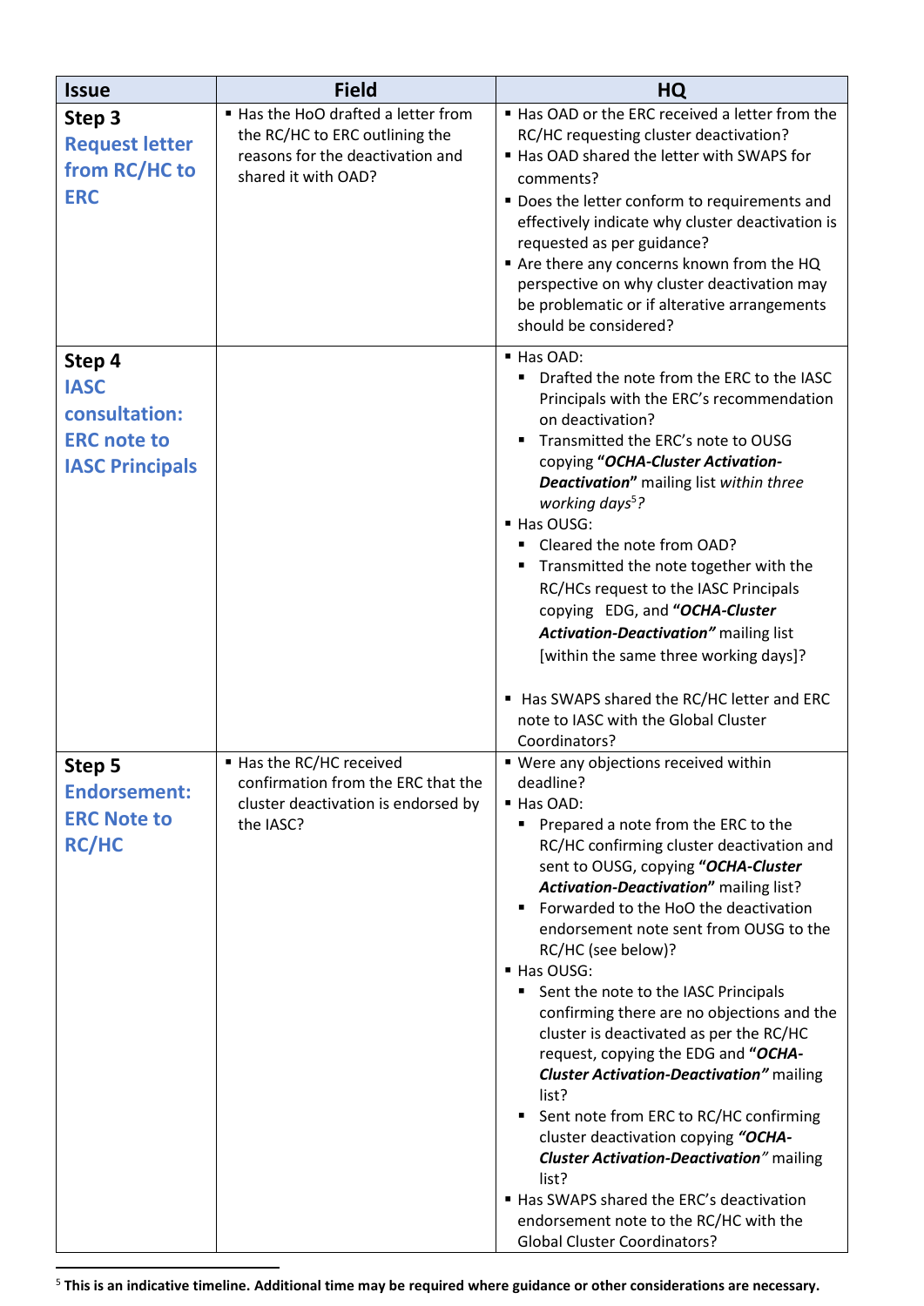| Issue | Field | HQ |
|---|---|---|
| **Step 3** **Request letter from RC/HC to ERC** | ▪ Has the HoO drafted a letter from the RC/HC to ERC outlining the reasons for the deactivation and shared it with OAD? | ▪ Has OAD or the ERC received a letter from the RC/HC requesting cluster deactivation? ▪ Has OAD shared the letter with SWAPS for comments? ▪ Does the letter conform to requirements and effectively indicate why cluster deactivation is requested as per guidance? ▪ Are there any concerns known from the HQ perspective on why cluster deactivation may be problematic or if alterative arrangements should be considered? |
| **Step 4** **IASC consultation: ERC note to IASC Principals** | | ▪ Has OAD: ▪ Drafted the note from the ERC to the IASC Principals with the ERC's recommendation on deactivation? ▪ Transmitted the ERC's note to OUSG copying **"*OCHA-Cluster Activation-Deactivation*"** mailing list *within three working days*[5]*?* ▪ Has OUSG: ▪ Cleared the note from OAD? ▪ Transmitted the note together with the RC/HCs request to the IASC Principals copying EDG, and ***"OCHA-Cluster Activation-Deactivation"*** mailing list [within the same three working days]? ▪ Has SWAPS shared the RC/HC letter and ERC note to IASC with the Global Cluster Coordinators? |
| **Step 5** **Endorsement: ERC Note to RC/HC** | ▪ Has the RC/HC received confirmation from the ERC that the cluster deactivation is endorsed by the IASC? | ▪ Were any objections received within deadline? ▪ Has OAD: ▪ Prepared a note from the ERC to the RC/HC confirming cluster deactivation and sent to OUSG, copying **"*OCHA-Cluster Activation-Deactivation*"** mailing list? ▪ Forwarded to the HoO the deactivation endorsement note sent from OUSG to the RC/HC (see below)? ▪ Has OUSG: ▪ Sent the note to the IASC Principals confirming there are no objections and the cluster is deactivated as per the RC/HC request, copying the EDG and ***"OCHA-Cluster Activation-Deactivation"*** mailing list? ▪ Sent note from ERC to RC/HC confirming cluster deactivation copying ***"OCHA-Cluster Activation-Deactivation"*** mailing list? ▪ Has SWAPS shared the ERC's deactivation endorsement note to the RC/HC with the Global Cluster Coordinators? |

[5] **This is an indicative timeline. Additional time may be required where guidance or other considerations are necessary.**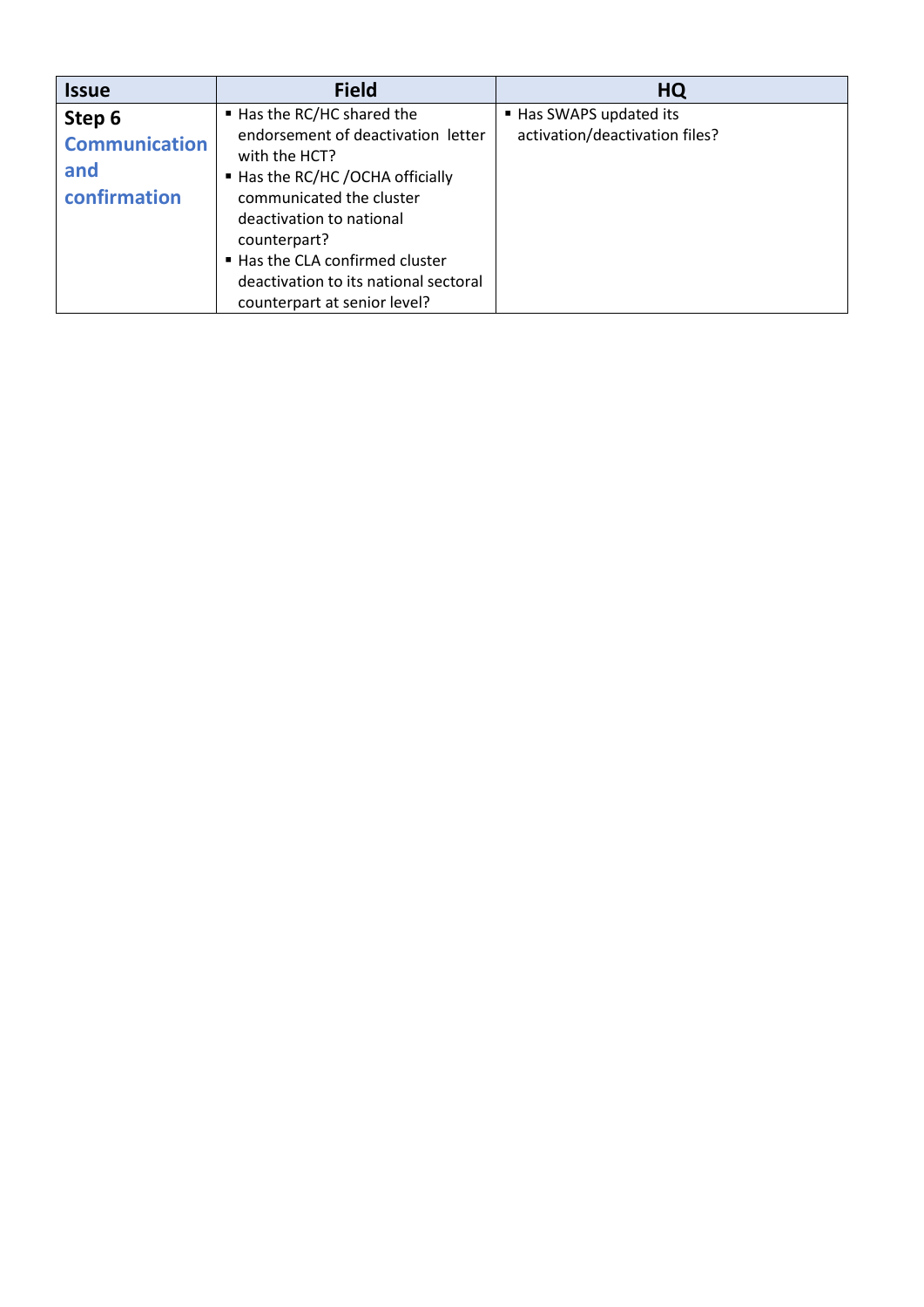| Issue | Field | HQ |
| --- | --- | --- |
| **Step 6 Communication and confirmation** | ▪ Has the RC/HC shared the endorsement of deactivation letter with the HCT?<br>▪ Has the RC/HC /OCHA officially communicated the cluster deactivation to national counterpart?<br>▪ Has the CLA confirmed cluster deactivation to its national sectoral counterpart at senior level? | ▪ Has SWAPS updated its activation/deactivation files? |